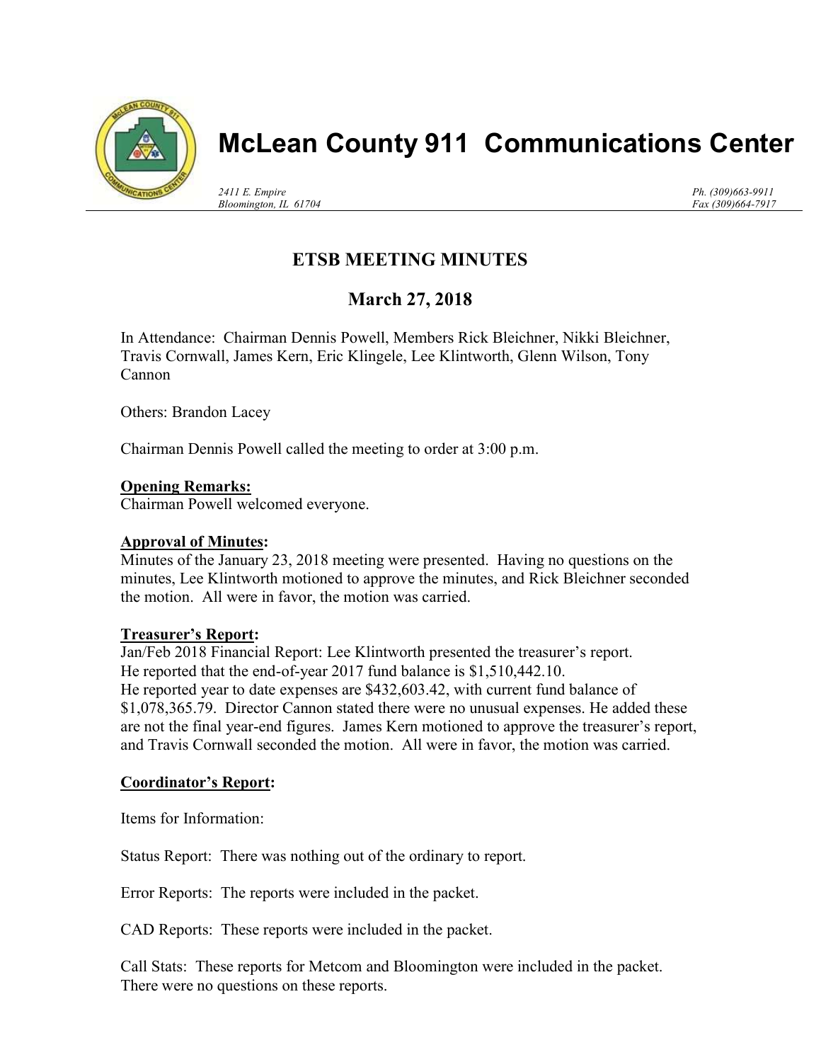# McLean County 911 Communications Center

*2411 E. Empire*
*Bloomington, IL 61704*

*Ph. (309)663-9911*
*Fax (309)664-7917*

## ETSB MEETING MINUTES

## March 27, 2018

In Attendance: Chairman Dennis Powell, Members Rick Bleichner, Nikki Bleichner, Travis Cornwall, James Kern, Eric Klingele, Lee Klintworth, Glenn Wilson, Tony Cannon

Others: Brandon Lacey

Chairman Dennis Powell called the meeting to order at 3:00 p.m.

**Opening Remarks:**
Chairman Powell welcomed everyone.

**Approval of Minutes:**
Minutes of the January 23, 2018 meeting were presented. Having no questions on the minutes, Lee Klintworth motioned to approve the minutes, and Rick Bleichner seconded the motion. All were in favor, the motion was carried.

**Treasurer's Report:**
Jan/Feb 2018 Financial Report: Lee Klintworth presented the treasurer's report. He reported that the end-of-year 2017 fund balance is $1,510,442.10. He reported year to date expenses are $432,603.42, with current fund balance of $1,078,365.79. Director Cannon stated there were no unusual expenses. He added these are not the final year-end figures. James Kern motioned to approve the treasurer's report, and Travis Cornwall seconded the motion. All were in favor, the motion was carried.

**Coordinator's Report:**

Items for Information:

Status Report: There was nothing out of the ordinary to report.

Error Reports: The reports were included in the packet.

CAD Reports: These reports were included in the packet.

Call Stats: These reports for Metcom and Bloomington were included in the packet. There were no questions on these reports.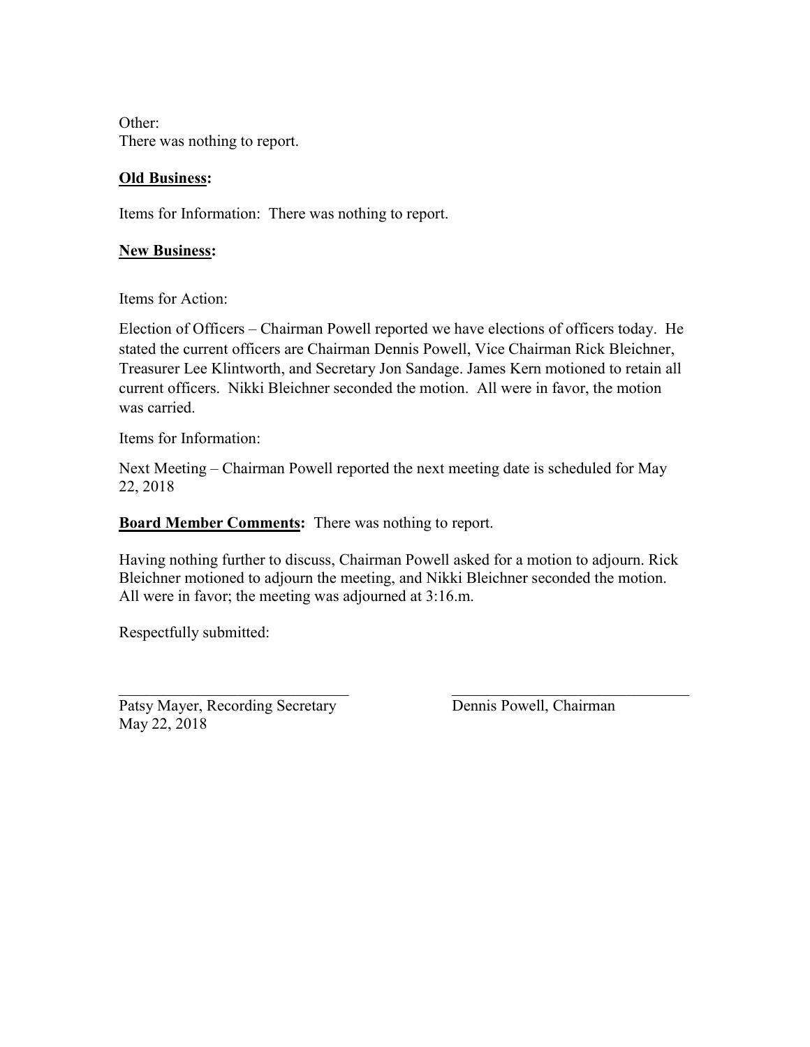Other:
There was nothing to report.

**Old Business:**

Items for Information: There was nothing to report.

**New Business:**

Items for Action:

Election of Officers – Chairman Powell reported we have elections of officers today. He stated the current officers are Chairman Dennis Powell, Vice Chairman Rick Bleichner, Treasurer Lee Klintworth, and Secretary Jon Sandage. James Kern motioned to retain all current officers. Nikki Bleichner seconded the motion. All were in favor, the motion was carried.

Items for Information:

Next Meeting – Chairman Powell reported the next meeting date is scheduled for May 22, 2018

**Board Member Comments:** There was nothing to report.

Having nothing further to discuss, Chairman Powell asked for a motion to adjourn. Rick Bleichner motioned to adjourn the meeting, and Nikki Bleichner seconded the motion. All were in favor; the meeting was adjourned at 3:16.m.

Respectfully submitted:

| | |
|---|---|
| ______________________________ | ______________________________ |
| Patsy Mayer, Recording Secretary | Dennis Powell, Chairman |
| May 22, 2018 | |